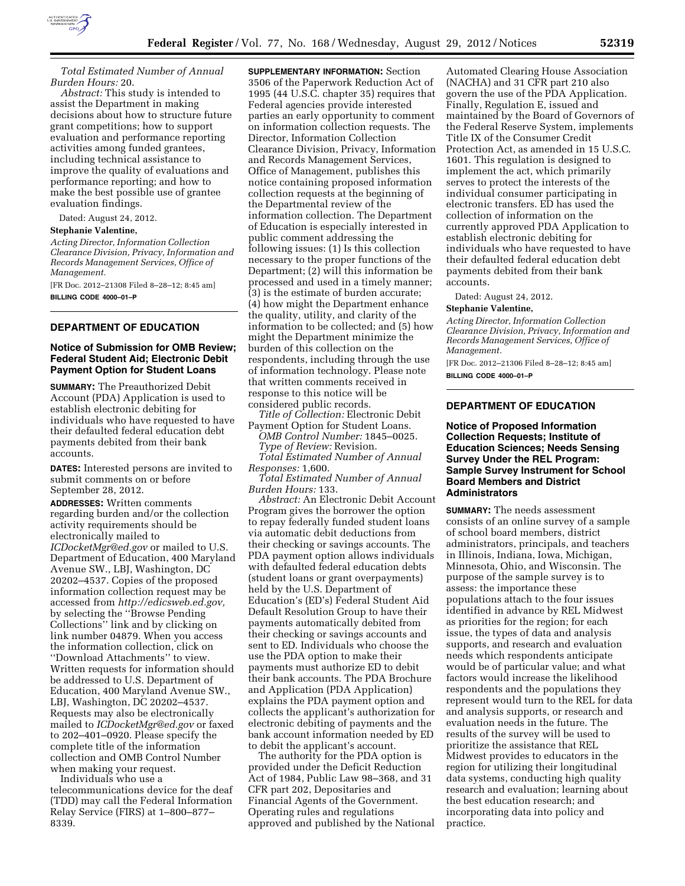*Total Estimated Number of Annual Burden Hours:* 20.

*Abstract:* This study is intended to assist the Department in making decisions about how to structure future grant competitions; how to support evaluation and performance reporting activities among funded grantees, including technical assistance to improve the quality of evaluations and performance reporting; and how to make the best possible use of grantee evaluation findings.

Dated: August 24, 2012.

**Stephanie Valentine,**

*Acting Director, Information Collection Clearance Division, Privacy, Information and Records Management Services, Office of Management.*

[FR Doc. 2012–21308 Filed 8–28–12; 8:45 am]

**BILLING CODE 4000–01–P**

## DEPARTMENT OF EDUCATION

### Notice of Submission for OMB Review; Federal Student Aid; Electronic Debit Payment Option for Student Loans

**SUMMARY:** The Preauthorized Debit Account (PDA) Application is used to establish electronic debiting for individuals who have requested to have their defaulted federal education debt payments debited from their bank accounts.

**DATES:** Interested persons are invited to submit comments on or before September 28, 2012.

**ADDRESSES:** Written comments regarding burden and/or the collection activity requirements should be electronically mailed to *ICDocketMgr@ed.gov* or mailed to U.S. Department of Education, 400 Maryland Avenue SW., LBJ, Washington, DC 20202–4537. Copies of the proposed information collection request may be accessed from *http://edicsweb.ed.gov,* by selecting the ''Browse Pending Collections'' link and by clicking on link number 04879. When you access the information collection, click on ''Download Attachments'' to view. Written requests for information should be addressed to U.S. Department of Education, 400 Maryland Avenue SW., LBJ, Washington, DC 20202–4537. Requests may also be electronically mailed to *ICDocketMgr@ed.gov* or faxed to 202–401–0920. Please specify the complete title of the information collection and OMB Control Number when making your request.

Individuals who use a telecommunications device for the deaf (TDD) may call the Federal Information Relay Service (FIRS) at 1–800–877–8339.

**SUPPLEMENTARY INFORMATION:** Section 3506 of the Paperwork Reduction Act of 1995 (44 U.S.C. chapter 35) requires that Federal agencies provide interested parties an early opportunity to comment on information collection requests. The Director, Information Collection Clearance Division, Privacy, Information and Records Management Services, Office of Management, publishes this notice containing proposed information collection requests at the beginning of the Departmental review of the information collection. The Department of Education is especially interested in public comment addressing the following issues: (1) Is this collection necessary to the proper functions of the Department; (2) will this information be processed and used in a timely manner; (3) is the estimate of burden accurate; (4) how might the Department enhance the quality, utility, and clarity of the information to be collected; and (5) how might the Department minimize the burden of this collection on the respondents, including through the use of information technology. Please note that written comments received in response to this notice will be considered public records.

*Title of Collection:* Electronic Debit Payment Option for Student Loans.

*OMB Control Number:* 1845–0025.

*Type of Review:* Revision.

*Total Estimated Number of Annual Responses:* 1,600.

*Total Estimated Number of Annual Burden Hours:* 133.

*Abstract:* An Electronic Debit Account Program gives the borrower the option to repay federally funded student loans via automatic debit deductions from their checking or savings accounts. The PDA payment option allows individuals with defaulted federal education debts (student loans or grant overpayments) held by the U.S. Department of Education's (ED's) Federal Student Aid Default Resolution Group to have their payments automatically debited from their checking or savings accounts and sent to ED. Individuals who choose the use the PDA option to make their payments must authorize ED to debit their bank accounts. The PDA Brochure and Application (PDA Application) explains the PDA payment option and collects the applicant's authorization for electronic debiting of payments and the bank account information needed by ED to debit the applicant's account.

The authority for the PDA option is provided under the Deficit Reduction Act of 1984, Public Law 98–368, and 31 CFR part 202, Depositaries and Financial Agents of the Government. Operating rules and regulations approved and published by the National Automated Clearing House Association (NACHA) and 31 CFR part 210 also govern the use of the PDA Application. Finally, Regulation E, issued and maintained by the Board of Governors of the Federal Reserve System, implements Title IX of the Consumer Credit Protection Act, as amended in 15 U.S.C. 1601. This regulation is designed to implement the act, which primarily serves to protect the interests of the individual consumer participating in electronic transfers. ED has used the collection of information on the currently approved PDA Application to establish electronic debiting for individuals who have requested to have their defaulted federal education debt payments debited from their bank accounts.

Dated: August 24, 2012.

**Stephanie Valentine,**

*Acting Director, Information Collection Clearance Division, Privacy, Information and Records Management Services, Office of Management.*

[FR Doc. 2012–21306 Filed 8–28–12; 8:45 am]

**BILLING CODE 4000–01–P**

## DEPARTMENT OF EDUCATION

### Notice of Proposed Information Collection Requests; Institute of Education Sciences; Needs Sensing Survey Under the REL Program: Sample Survey Instrument for School Board Members and District Administrators

**SUMMARY:** The needs assessment consists of an online survey of a sample of school board members, district administrators, principals, and teachers in Illinois, Indiana, Iowa, Michigan, Minnesota, Ohio, and Wisconsin. The purpose of the sample survey is to assess: the importance these populations attach to the four issues identified in advance by REL Midwest as priorities for the region; for each issue, the types of data and analysis supports, and research and evaluation needs which respondents anticipate would be of particular value; and what factors would increase the likelihood respondents and the populations they represent would turn to the REL for data and analysis supports, or research and evaluation needs in the future. The results of the survey will be used to prioritize the assistance that REL Midwest provides to educators in the region for utilizing their longitudinal data systems, conducting high quality research and evaluation; learning about the best education research; and incorporating data into policy and practice.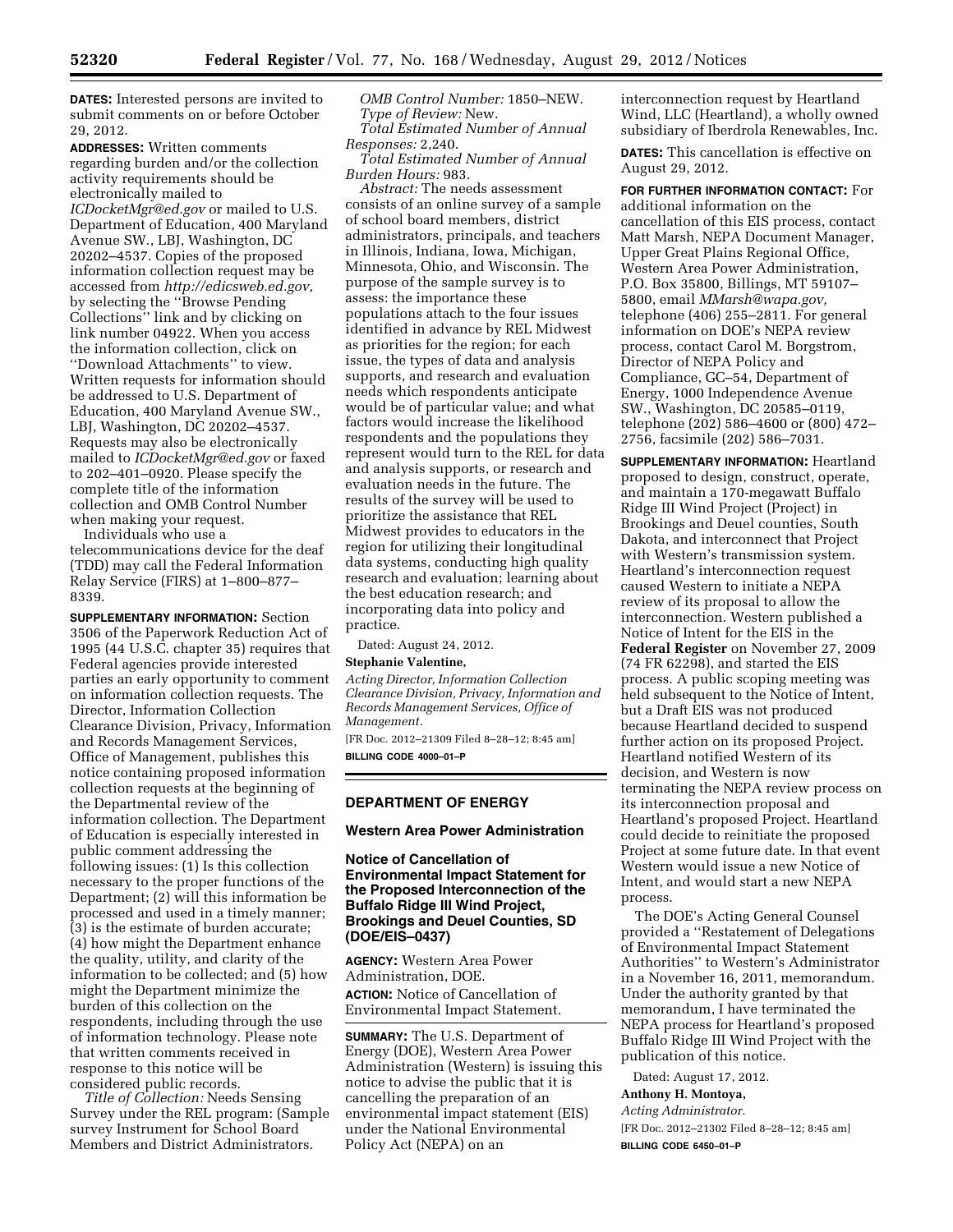**DATES:** Interested persons are invited to submit comments on or before October 29, 2012.

**ADDRESSES:** Written comments regarding burden and/or the collection activity requirements should be electronically mailed to *ICDocketMgr@ed.gov* or mailed to U.S. Department of Education, 400 Maryland Avenue SW., LBJ, Washington, DC 20202–4537. Copies of the proposed information collection request may be accessed from *http://edicsweb.ed.gov,* by selecting the ''Browse Pending Collections'' link and by clicking on link number 04922. When you access the information collection, click on ''Download Attachments'' to view. Written requests for information should be addressed to U.S. Department of Education, 400 Maryland Avenue SW., LBJ, Washington, DC 20202–4537. Requests may also be electronically mailed to *ICDocketMgr@ed.gov* or faxed to 202–401–0920. Please specify the complete title of the information collection and OMB Control Number when making your request.

Individuals who use a telecommunications device for the deaf (TDD) may call the Federal Information Relay Service (FIRS) at 1–800–877–8339.

**SUPPLEMENTARY INFORMATION:** Section 3506 of the Paperwork Reduction Act of 1995 (44 U.S.C. chapter 35) requires that Federal agencies provide interested parties an early opportunity to comment on information collection requests. The Director, Information Collection Clearance Division, Privacy, Information and Records Management Services, Office of Management, publishes this notice containing proposed information collection requests at the beginning of the Departmental review of the information collection. The Department of Education is especially interested in public comment addressing the following issues: (1) Is this collection necessary to the proper functions of the Department; (2) will this information be processed and used in a timely manner; (3) is the estimate of burden accurate; (4) how might the Department enhance the quality, utility, and clarity of the information to be collected; and (5) how might the Department minimize the burden of this collection on the respondents, including through the use of information technology. Please note that written comments received in response to this notice will be considered public records.

*Title of Collection:* Needs Sensing Survey under the REL program: (Sample survey Instrument for School Board Members and District Administrators.

*OMB Control Number:* 1850–NEW.

*Type of Review:* New.

*Total Estimated Number of Annual Responses:* 2,240.

*Total Estimated Number of Annual Burden Hours:* 983.

*Abstract:* The needs assessment consists of an online survey of a sample of school board members, district administrators, principals, and teachers in Illinois, Indiana, Iowa, Michigan, Minnesota, Ohio, and Wisconsin. The purpose of the sample survey is to assess: the importance these populations attach to the four issues identified in advance by REL Midwest as priorities for the region; for each issue, the types of data and analysis supports, and research and evaluation needs which respondents anticipate would be of particular value; and what factors would increase the likelihood respondents and the populations they represent would turn to the REL for data and analysis supports, or research and evaluation needs in the future. The results of the survey will be used to prioritize the assistance that REL Midwest provides to educators in the region for utilizing their longitudinal data systems, conducting high quality research and evaluation; learning about the best education research; and incorporating data into policy and practice.

Dated: August 24, 2012.

**Stephanie Valentine,**

*Acting Director, Information Collection Clearance Division, Privacy, Information and Records Management Services, Office of Management.*

[FR Doc. 2012–21309 Filed 8–28–12; 8:45 am]

**BILLING CODE 4000–01–P**

## DEPARTMENT OF ENERGY

### Western Area Power Administration

### Notice of Cancellation of Environmental Impact Statement for the Proposed Interconnection of the Buffalo Ridge III Wind Project, Brookings and Deuel Counties, SD (DOE/EIS–0437)

**AGENCY:** Western Area Power Administration, DOE.

**ACTION:** Notice of Cancellation of Environmental Impact Statement.

**SUMMARY:** The U.S. Department of Energy (DOE), Western Area Power Administration (Western) is issuing this notice to advise the public that it is cancelling the preparation of an environmental impact statement (EIS) under the National Environmental Policy Act (NEPA) on an interconnection request by Heartland Wind, LLC (Heartland), a wholly owned subsidiary of Iberdrola Renewables, Inc.

**DATES:** This cancellation is effective on August 29, 2012.

**FOR FURTHER INFORMATION CONTACT:** For additional information on the cancellation of this EIS process, contact Matt Marsh, NEPA Document Manager, Upper Great Plains Regional Office, Western Area Power Administration, P.O. Box 35800, Billings, MT 59107–5800, email *MMarsh@wapa.gov,* telephone (406) 255–2811. For general information on DOE's NEPA review process, contact Carol M. Borgstrom, Director of NEPA Policy and Compliance, GC–54, Department of Energy, 1000 Independence Avenue SW., Washington, DC 20585–0119, telephone (202) 586–4600 or (800) 472–2756, facsimile (202) 586–7031.

**SUPPLEMENTARY INFORMATION:** Heartland proposed to design, construct, operate, and maintain a 170-megawatt Buffalo Ridge III Wind Project (Project) in Brookings and Deuel counties, South Dakota, and interconnect that Project with Western's transmission system. Heartland's interconnection request caused Western to initiate a NEPA review of its proposal to allow the interconnection. Western published a Notice of Intent for the EIS in the **Federal Register** on November 27, 2009 (74 FR 62298), and started the EIS process. A public scoping meeting was held subsequent to the Notice of Intent, but a Draft EIS was not produced because Heartland decided to suspend further action on its proposed Project. Heartland notified Western of its decision, and Western is now terminating the NEPA review process on its interconnection proposal and Heartland's proposed Project. Heartland could decide to reinitiate the proposed Project at some future date. In that event Western would issue a new Notice of Intent, and would start a new NEPA process.

The DOE's Acting General Counsel provided a ''Restatement of Delegations of Environmental Impact Statement Authorities'' to Western's Administrator in a November 16, 2011, memorandum. Under the authority granted by that memorandum, I have terminated the NEPA process for Heartland's proposed Buffalo Ridge III Wind Project with the publication of this notice.

Dated: August 17, 2012.

**Anthony H. Montoya,**

*Acting Administrator.*

[FR Doc. 2012–21302 Filed 8–28–12; 8:45 am]

**BILLING CODE 6450–01–P**